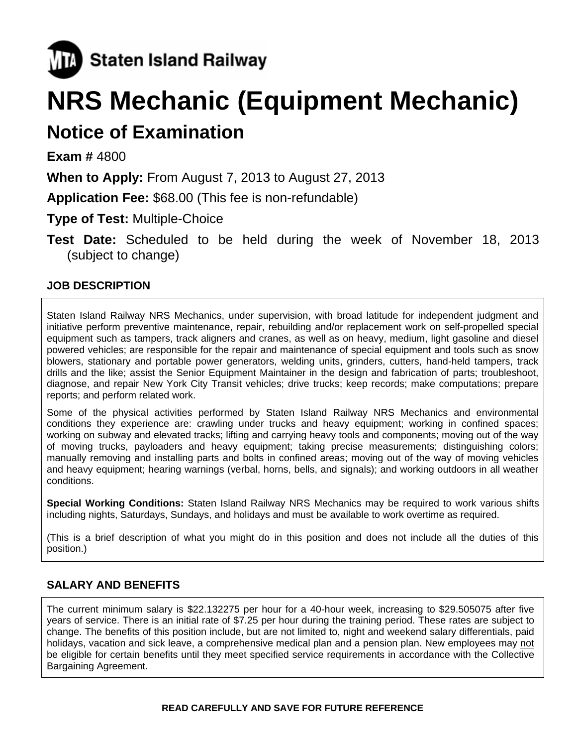**Staten Island Railway**

# NRS Mechanic (Equipment Mechanic)

## Notice of Examination

**Exam #** 4800

**When to Apply:** From August 7, 2013 to August 27, 2013

**Application Fee:** $68.00 (This fee is non-refundable)

**Type of Test:** Multiple-Choice

**Test Date:** Scheduled to be held during the week of November 18, 2013 (subject to change)

### JOB DESCRIPTION

Staten Island Railway NRS Mechanics, under supervision, with broad latitude for independent judgment and initiative perform preventive maintenance, repair, rebuilding and/or replacement work on self-propelled special equipment such as tampers, track aligners and cranes, as well as on heavy, medium, light gasoline and diesel powered vehicles; are responsible for the repair and maintenance of special equipment and tools such as snow blowers, stationary and portable power generators, welding units, grinders, cutters, hand-held tampers, track drills and the like; assist the Senior Equipment Maintainer in the design and fabrication of parts; troubleshoot, diagnose, and repair New York City Transit vehicles; drive trucks; keep records; make computations; prepare reports; and perform related work.

Some of the physical activities performed by Staten Island Railway NRS Mechanics and environmental conditions they experience are: crawling under trucks and heavy equipment; working in confined spaces; working on subway and elevated tracks; lifting and carrying heavy tools and components; moving out of the way of moving trucks, payloaders and heavy equipment; taking precise measurements; distinguishing colors; manually removing and installing parts and bolts in confined areas; moving out of the way of moving vehicles and heavy equipment; hearing warnings (verbal, horns, bells, and signals); and working outdoors in all weather conditions.

**Special Working Conditions:** Staten Island Railway NRS Mechanics may be required to work various shifts including nights, Saturdays, Sundays, and holidays and must be available to work overtime as required.

(This is a brief description of what you might do in this position and does not include all the duties of this position.)

### SALARY AND BENEFITS

The current minimum salary is $22.132275 per hour for a 40-hour week, increasing to $29.505075 after five years of service. There is an initial rate of $7.25 per hour during the training period. These rates are subject to change. The benefits of this position include, but are not limited to, night and weekend salary differentials, paid holidays, vacation and sick leave, a comprehensive medical plan and a pension plan. New employees may not be eligible for certain benefits until they meet specified service requirements in accordance with the Collective Bargaining Agreement.

**READ CAREFULLY AND SAVE FOR FUTURE REFERENCE**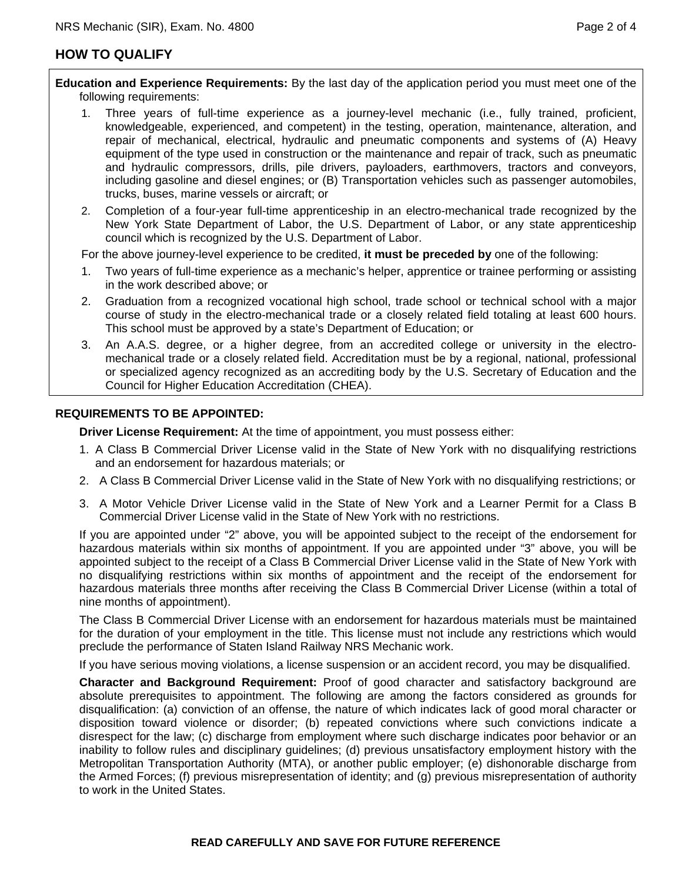## HOW TO QUALIFY

**Education and Experience Requirements:** By the last day of the application period you must meet one of the following requirements:

1. Three years of full-time experience as a journey-level mechanic (i.e., fully trained, proficient, knowledgeable, experienced, and competent) in the testing, operation, maintenance, alteration, and repair of mechanical, electrical, hydraulic and pneumatic components and systems of (A) Heavy equipment of the type used in construction or the maintenance and repair of track, such as pneumatic and hydraulic compressors, drills, pile drivers, payloaders, earthmovers, tractors and conveyors, including gasoline and diesel engines; or (B) Transportation vehicles such as passenger automobiles, trucks, buses, marine vessels or aircraft; or
2. Completion of a four-year full-time apprenticeship in an electro-mechanical trade recognized by the New York State Department of Labor, the U.S. Department of Labor, or any state apprenticeship council which is recognized by the U.S. Department of Labor.

For the above journey-level experience to be credited, **it must be preceded by** one of the following:

1. Two years of full-time experience as a mechanic's helper, apprentice or trainee performing or assisting in the work described above; or
2. Graduation from a recognized vocational high school, trade school or technical school with a major course of study in the electro-mechanical trade or a closely related field totaling at least 600 hours. This school must be approved by a state's Department of Education; or
3. An A.A.S. degree, or a higher degree, from an accredited college or university in the electro-mechanical trade or a closely related field. Accreditation must be by a regional, national, professional or specialized agency recognized as an accrediting body by the U.S. Secretary of Education and the Council for Higher Education Accreditation (CHEA).

**REQUIREMENTS TO BE APPOINTED:**

**Driver License Requirement:** At the time of appointment, you must possess either:

1. A Class B Commercial Driver License valid in the State of New York with no disqualifying restrictions and an endorsement for hazardous materials; or
2. A Class B Commercial Driver License valid in the State of New York with no disqualifying restrictions; or
3. A Motor Vehicle Driver License valid in the State of New York and a Learner Permit for a Class B Commercial Driver License valid in the State of New York with no restrictions.

If you are appointed under "2" above, you will be appointed subject to the receipt of the endorsement for hazardous materials within six months of appointment. If you are appointed under "3" above, you will be appointed subject to the receipt of a Class B Commercial Driver License valid in the State of New York with no disqualifying restrictions within six months of appointment and the receipt of the endorsement for hazardous materials three months after receiving the Class B Commercial Driver License (within a total of nine months of appointment).

The Class B Commercial Driver License with an endorsement for hazardous materials must be maintained for the duration of your employment in the title. This license must not include any restrictions which would preclude the performance of Staten Island Railway NRS Mechanic work.

If you have serious moving violations, a license suspension or an accident record, you may be disqualified.

**Character and Background Requirement:** Proof of good character and satisfactory background are absolute prerequisites to appointment. The following are among the factors considered as grounds for disqualification: (a) conviction of an offense, the nature of which indicates lack of good moral character or disposition toward violence or disorder; (b) repeated convictions where such convictions indicate a disrespect for the law; (c) discharge from employment where such discharge indicates poor behavior or an inability to follow rules and disciplinary guidelines; (d) previous unsatisfactory employment history with the Metropolitan Transportation Authority (MTA), or another public employer; (e) dishonorable discharge from the Armed Forces; (f) previous misrepresentation of identity; and (g) previous misrepresentation of authority to work in the United States.

**READ CAREFULLY AND SAVE FOR FUTURE REFERENCE**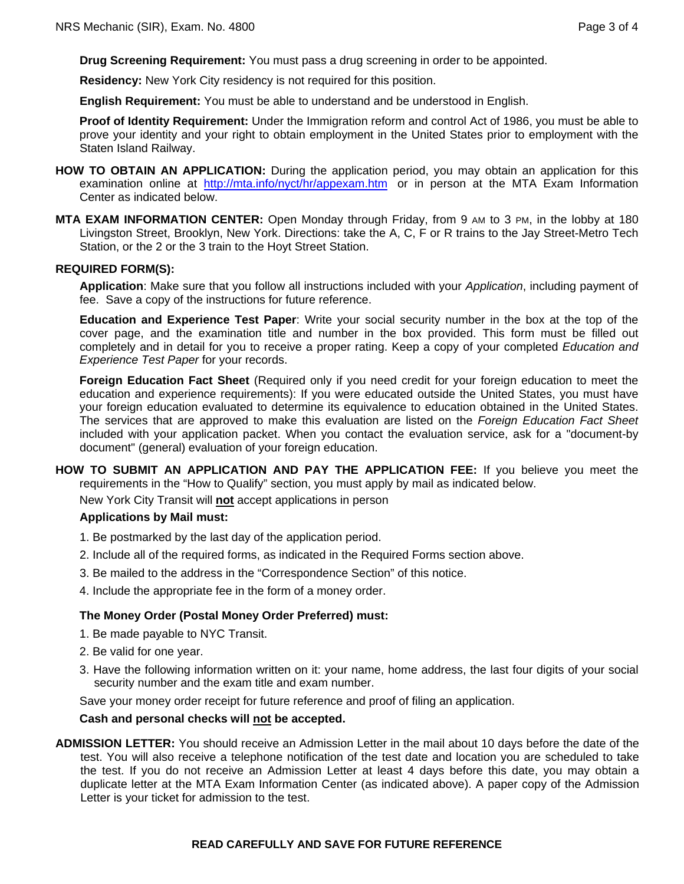**Drug Screening Requirement:** You must pass a drug screening in order to be appointed.

**Residency:** New York City residency is not required for this position.

**English Requirement:** You must be able to understand and be understood in English.

**Proof of Identity Requirement:** Under the Immigration reform and control Act of 1986, you must be able to prove your identity and your right to obtain employment in the United States prior to employment with the Staten Island Railway.

**HOW TO OBTAIN AN APPLICATION:** During the application period, you may obtain an application for this examination online at http://mta.info/nyct/hr/appexam.htm or in person at the MTA Exam Information Center as indicated below.

**MTA EXAM INFORMATION CENTER:** Open Monday through Friday, from 9 AM to 3 PM, in the lobby at 180 Livingston Street, Brooklyn, New York. Directions: take the A, C, F or R trains to the Jay Street-Metro Tech Station, or the 2 or the 3 train to the Hoyt Street Station.

**REQUIRED FORM(S):**

**Application**: Make sure that you follow all instructions included with your *Application*, including payment of fee. Save a copy of the instructions for future reference.

**Education and Experience Test Paper**: Write your social security number in the box at the top of the cover page, and the examination title and number in the box provided. This form must be filled out completely and in detail for you to receive a proper rating. Keep a copy of your completed *Education and Experience Test Paper* for your records.

**Foreign Education Fact Sheet** (Required only if you need credit for your foreign education to meet the education and experience requirements): If you were educated outside the United States, you must have your foreign education evaluated to determine its equivalence to education obtained in the United States. The services that are approved to make this evaluation are listed on the *Foreign Education Fact Sheet* included with your application packet. When you contact the evaluation service, ask for a "document-by document" (general) evaluation of your foreign education.

**HOW TO SUBMIT AN APPLICATION AND PAY THE APPLICATION FEE:** If you believe you meet the requirements in the "How to Qualify" section, you must apply by mail as indicated below.

New York City Transit will **not** accept applications in person

**Applications by Mail must:**

1. Be postmarked by the last day of the application period.
2. Include all of the required forms, as indicated in the Required Forms section above.
3. Be mailed to the address in the "Correspondence Section" of this notice.
4. Include the appropriate fee in the form of a money order.

**The Money Order (Postal Money Order Preferred) must:**

1. Be made payable to NYC Transit.
2. Be valid for one year.
3. Have the following information written on it: your name, home address, the last four digits of your social security number and the exam title and exam number.

Save your money order receipt for future reference and proof of filing an application.

**Cash and personal checks will not be accepted.**

**ADMISSION LETTER:** You should receive an Admission Letter in the mail about 10 days before the date of the test. You will also receive a telephone notification of the test date and location you are scheduled to take the test. If you do not receive an Admission Letter at least 4 days before this date, you may obtain a duplicate letter at the MTA Exam Information Center (as indicated above). A paper copy of the Admission Letter is your ticket for admission to the test.

**READ CAREFULLY AND SAVE FOR FUTURE REFERENCE**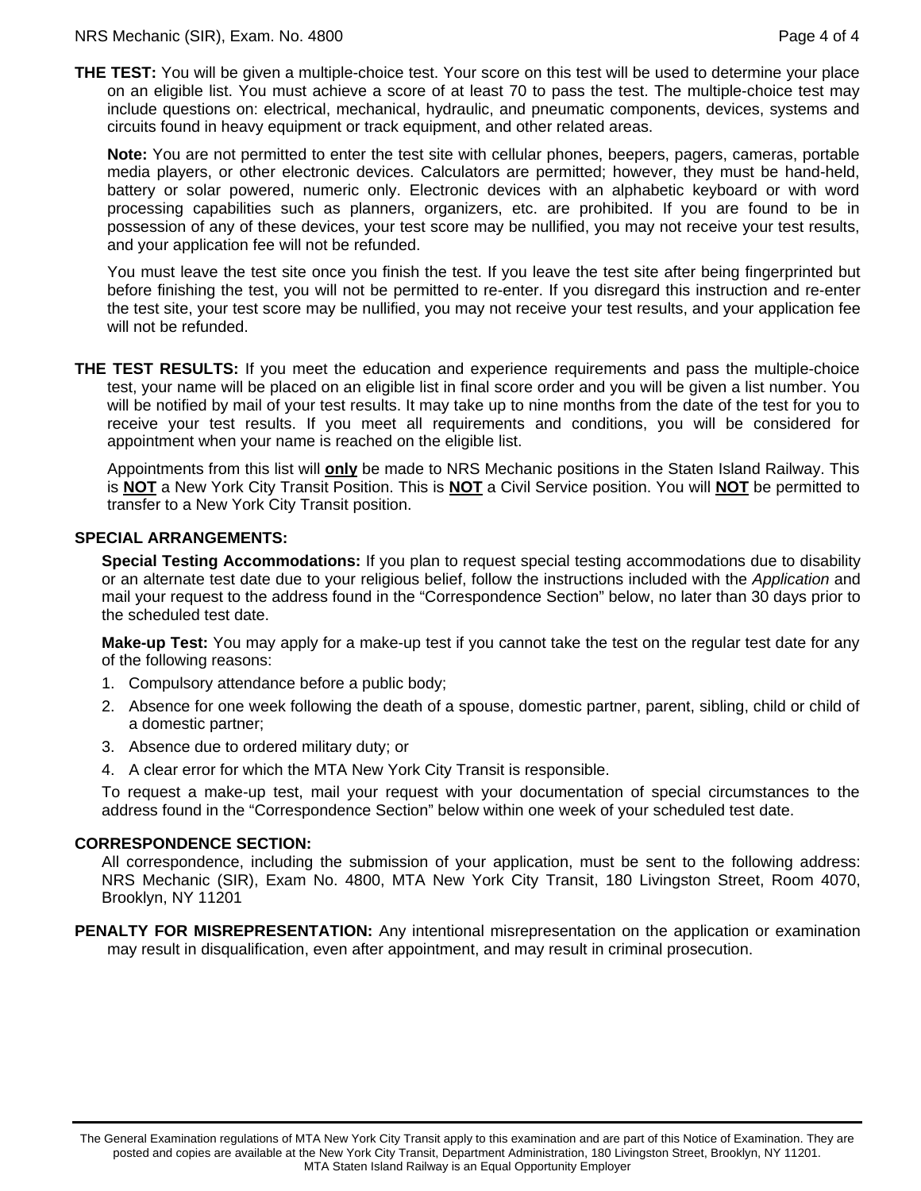**THE TEST:** You will be given a multiple-choice test. Your score on this test will be used to determine your place on an eligible list. You must achieve a score of at least 70 to pass the test. The multiple-choice test may include questions on: electrical, mechanical, hydraulic, and pneumatic components, devices, systems and circuits found in heavy equipment or track equipment, and other related areas.

**Note:** You are not permitted to enter the test site with cellular phones, beepers, pagers, cameras, portable media players, or other electronic devices. Calculators are permitted; however, they must be hand-held, battery or solar powered, numeric only. Electronic devices with an alphabetic keyboard or with word processing capabilities such as planners, organizers, etc. are prohibited. If you are found to be in possession of any of these devices, your test score may be nullified, you may not receive your test results, and your application fee will not be refunded.

You must leave the test site once you finish the test. If you leave the test site after being fingerprinted but before finishing the test, you will not be permitted to re-enter. If you disregard this instruction and re-enter the test site, your test score may be nullified, you may not receive your test results, and your application fee will not be refunded.

**THE TEST RESULTS:** If you meet the education and experience requirements and pass the multiple-choice test, your name will be placed on an eligible list in final score order and you will be given a list number. You will be notified by mail of your test results. It may take up to nine months from the date of the test for you to receive your test results. If you meet all requirements and conditions, you will be considered for appointment when your name is reached on the eligible list.

Appointments from this list will **only** be made to NRS Mechanic positions in the Staten Island Railway. This is **NOT** a New York City Transit Position. This is **NOT** a Civil Service position. You will **NOT** be permitted to transfer to a New York City Transit position.

**SPECIAL ARRANGEMENTS:**

**Special Testing Accommodations:** If you plan to request special testing accommodations due to disability or an alternate test date due to your religious belief, follow the instructions included with the *Application* and mail your request to the address found in the “Correspondence Section” below, no later than 30 days prior to the scheduled test date.

**Make-up Test:** You may apply for a make-up test if you cannot take the test on the regular test date for any of the following reasons:

1. Compulsory attendance before a public body;
2. Absence for one week following the death of a spouse, domestic partner, parent, sibling, child or child of a domestic partner;
3. Absence due to ordered military duty; or
4. A clear error for which the MTA New York City Transit is responsible.

To request a make-up test, mail your request with your documentation of special circumstances to the address found in the “Correspondence Section” below within one week of your scheduled test date.

**CORRESPONDENCE SECTION:**

All correspondence, including the submission of your application, must be sent to the following address: NRS Mechanic (SIR), Exam No. 4800, MTA New York City Transit, 180 Livingston Street, Room 4070, Brooklyn, NY 11201

**PENALTY FOR MISREPRESENTATION:** Any intentional misrepresentation on the application or examination may result in disqualification, even after appointment, and may result in criminal prosecution.

The General Examination regulations of MTA New York City Transit apply to this examination and are part of this Notice of Examination. They are posted and copies are available at the New York City Transit, Department Administration, 180 Livingston Street, Brooklyn, NY 11201.
MTA Staten Island Railway is an Equal Opportunity Employer